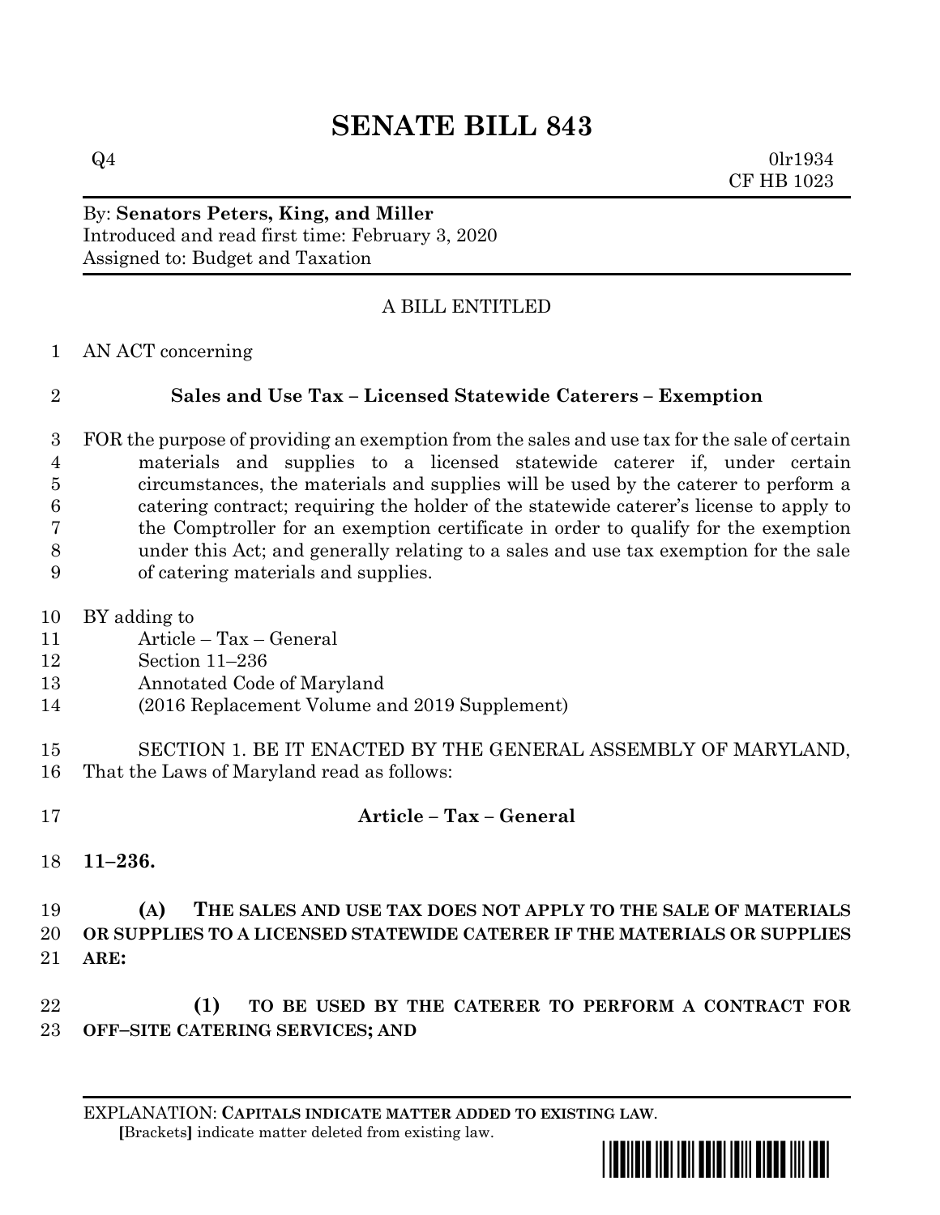# SENATE BILL 843

Q4 0lr1934
CF HB 1023

By: **Senators Peters, King, and Miller**
Introduced and read first time: February 3, 2020
Assigned to: Budget and Taxation

A BILL ENTITLED

1 AN ACT concerning

2 **Sales and Use Tax – Licensed Statewide Caterers – Exemption**

3 FOR the purpose of providing an exemption from the sales and use tax for the sale of certain
4 materials and supplies to a licensed statewide caterer if, under certain
5 circumstances, the materials and supplies will be used by the caterer to perform a
6 catering contract; requiring the holder of the statewide caterer's license to apply to
7 the Comptroller for an exemption certificate in order to qualify for the exemption
8 under this Act; and generally relating to a sales and use tax exemption for the sale
9 of catering materials and supplies.

10 BY adding to
11 Article – Tax – General
12 Section 11–236
13 Annotated Code of Maryland
14 (2016 Replacement Volume and 2019 Supplement)

15 SECTION 1. BE IT ENACTED BY THE GENERAL ASSEMBLY OF MARYLAND,
16 That the Laws of Maryland read as follows:

17 **Article – Tax – General**

18 **11–236.**

19 **(A) THE SALES AND USE TAX DOES NOT APPLY TO THE SALE OF MATERIALS**
20 **OR SUPPLIES TO A LICENSED STATEWIDE CATERER IF THE MATERIALS OR SUPPLIES**
21 **ARE:**

22 **(1) TO BE USED BY THE CATERER TO PERFORM A CONTRACT FOR**
23 **OFF–SITE CATERING SERVICES; AND**

EXPLANATION: **CAPITALS INDICATE MATTER ADDED TO EXISTING LAW.**
**[**Brackets**]** indicate matter deleted from existing law.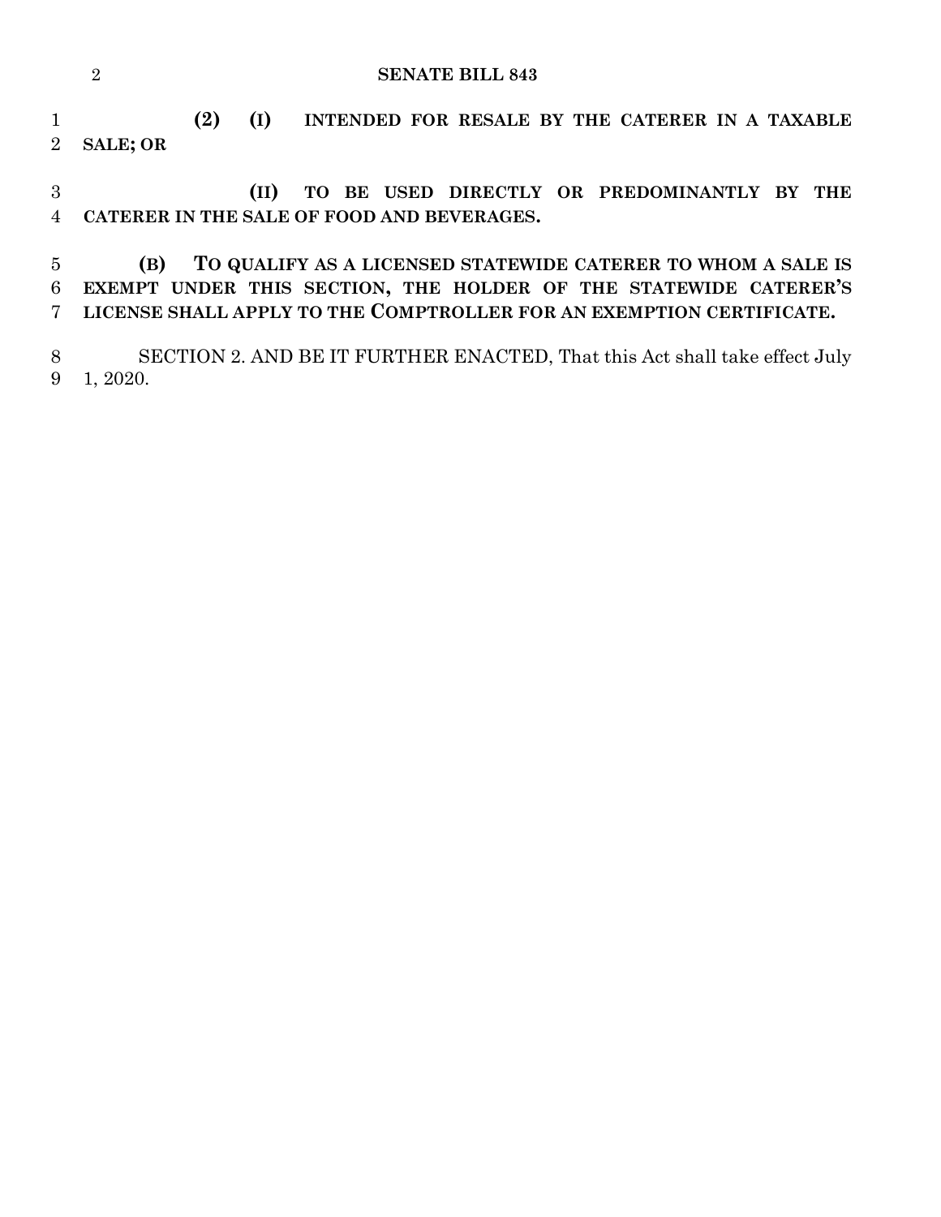**(2) (I) INTENDED FOR RESALE BY THE CATERER IN A TAXABLE SALE; OR**

**(II) TO BE USED DIRECTLY OR PREDOMINANTLY BY THE CATERER IN THE SALE OF FOOD AND BEVERAGES.**

**(B) TO QUALIFY AS A LICENSED STATEWIDE CATERER TO WHOM A SALE IS EXEMPT UNDER THIS SECTION, THE HOLDER OF THE STATEWIDE CATERER'S LICENSE SHALL APPLY TO THE COMPTROLLER FOR AN EXEMPTION CERTIFICATE.**

SECTION 2. AND BE IT FURTHER ENACTED, That this Act shall take effect July 1, 2020.